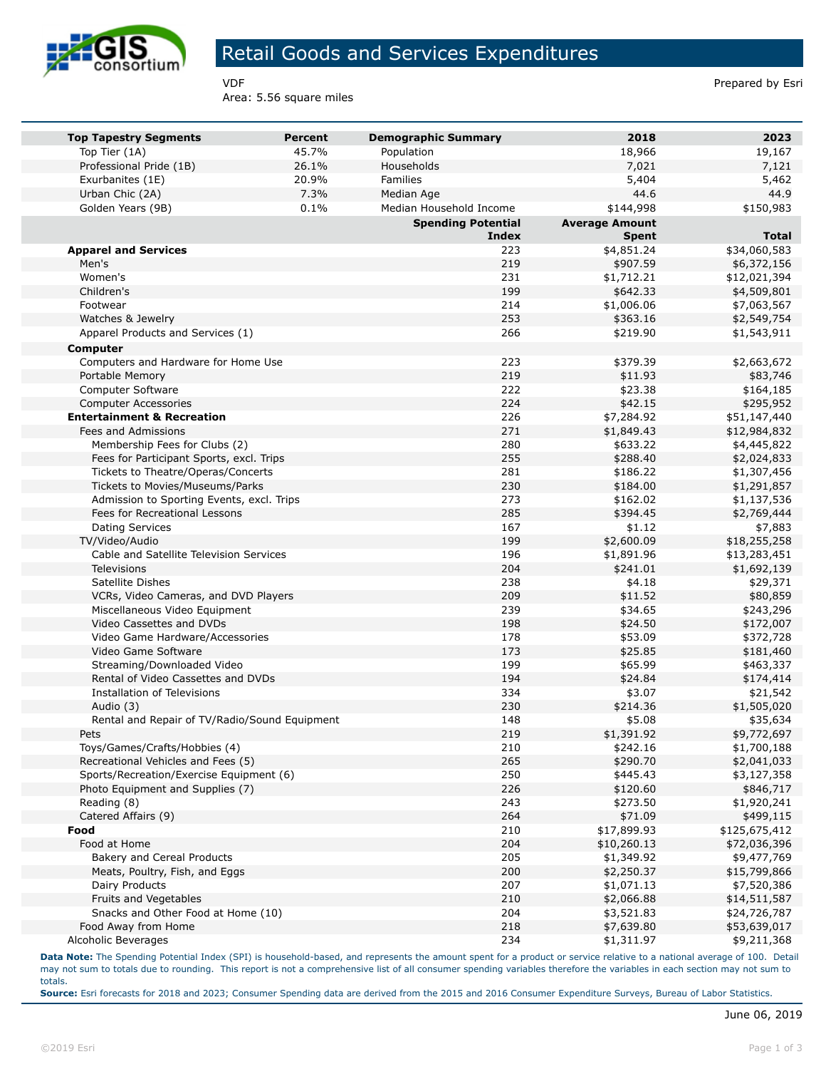# Retail Goods and Services Expenditures

VDF
Area: 5.56 square miles

Prepared by Esri

| Top Tapestry Segments | Percent | Demographic Summary | 2018 | 2023 |
|---|---|---|---|---|
| Top Tier (1A) | 45.7% | Population | 18,966 | 19,167 |
| Professional Pride (1B) | 26.1% | Households | 7,021 | 7,121 |
| Exurbanites (1E) | 20.9% | Families | 5,404 | 5,462 |
| Urban Chic (2A) | 7.3% | Median Age | 44.6 | 44.9 |
| Golden Years (9B) | 0.1% | Median Household Income | $144,998 | $150,983 |

| | Spending Potential Index | Average Amount Spent | Total |
|---|---|---|---|
| **Apparel and Services** | 223 | $4,851.24 | $34,060,583 |
| Men's | 219 | $907.59 | $6,372,156 |
| Women's | 231 | $1,712.21 | $12,021,394 |
| Children's | 199 | $642.33 | $4,509,801 |
| Footwear | 214 | $1,006.06 | $7,063,567 |
| Watches & Jewelry | 253 | $363.16 | $2,549,754 |
| Apparel Products and Services (1) | 266 | $219.90 | $1,543,911 |
| **Computer** | | | |
| Computers and Hardware for Home Use | 223 | $379.39 | $2,663,672 |
| Portable Memory | 219 | $11.93 | $83,746 |
| Computer Software | 222 | $23.38 | $164,185 |
| Computer Accessories | 224 | $42.15 | $295,952 |
| **Entertainment & Recreation** | 226 | $7,284.92 | $51,147,440 |
| Fees and Admissions | 271 | $1,849.43 | $12,984,832 |
| Membership Fees for Clubs (2) | 280 | $633.22 | $4,445,822 |
| Fees for Participant Sports, excl. Trips | 255 | $288.40 | $2,024,833 |
| Tickets to Theatre/Operas/Concerts | 281 | $186.22 | $1,307,456 |
| Tickets to Movies/Museums/Parks | 230 | $184.00 | $1,291,857 |
| Admission to Sporting Events, excl. Trips | 273 | $162.02 | $1,137,536 |
| Fees for Recreational Lessons | 285 | $394.45 | $2,769,444 |
| Dating Services | 167 | $1.12 | $7,883 |
| TV/Video/Audio | 199 | $2,600.09 | $18,255,258 |
| Cable and Satellite Television Services | 196 | $1,891.96 | $13,283,451 |
| Televisions | 204 | $241.01 | $1,692,139 |
| Satellite Dishes | 238 | $4.18 | $29,371 |
| VCRs, Video Cameras, and DVD Players | 209 | $11.52 | $80,859 |
| Miscellaneous Video Equipment | 239 | $34.65 | $243,296 |
| Video Cassettes and DVDs | 198 | $24.50 | $172,007 |
| Video Game Hardware/Accessories | 178 | $53.09 | $372,728 |
| Video Game Software | 173 | $25.85 | $181,460 |
| Streaming/Downloaded Video | 199 | $65.99 | $463,337 |
| Rental of Video Cassettes and DVDs | 194 | $24.84 | $174,414 |
| Installation of Televisions | 334 | $3.07 | $21,542 |
| Audio (3) | 230 | $214.36 | $1,505,020 |
| Rental and Repair of TV/Radio/Sound Equipment | 148 | $5.08 | $35,634 |
| Pets | 219 | $1,391.92 | $9,772,697 |
| Toys/Games/Crafts/Hobbies (4) | 210 | $242.16 | $1,700,188 |
| Recreational Vehicles and Fees (5) | 265 | $290.70 | $2,041,033 |
| Sports/Recreation/Exercise Equipment (6) | 250 | $445.43 | $3,127,358 |
| Photo Equipment and Supplies (7) | 226 | $120.60 | $846,717 |
| Reading (8) | 243 | $273.50 | $1,920,241 |
| Catered Affairs (9) | 264 | $71.09 | $499,115 |
| **Food** | 210 | $17,899.93 | $125,675,412 |
| Food at Home | 204 | $10,260.13 | $72,036,396 |
| Bakery and Cereal Products | 205 | $1,349.92 | $9,477,769 |
| Meats, Poultry, Fish, and Eggs | 200 | $2,250.37 | $15,799,866 |
| Dairy Products | 207 | $1,071.13 | $7,520,386 |
| Fruits and Vegetables | 210 | $2,066.88 | $14,511,587 |
| Snacks and Other Food at Home (10) | 204 | $3,521.83 | $24,726,787 |
| Food Away from Home | 218 | $7,639.80 | $53,639,017 |
| Alcoholic Beverages | 234 | $1,311.97 | $9,211,368 |

**Data Note:** The Spending Potential Index (SPI) is household-based, and represents the amount spent for a product or service relative to a national average of 100. Detail may not sum to totals due to rounding. This report is not a comprehensive list of all consumer spending variables therefore the variables in each section may not sum to totals.
**Source:** Esri forecasts for 2018 and 2023; Consumer Spending data are derived from the 2015 and 2016 Consumer Expenditure Surveys, Bureau of Labor Statistics.

June 06, 2019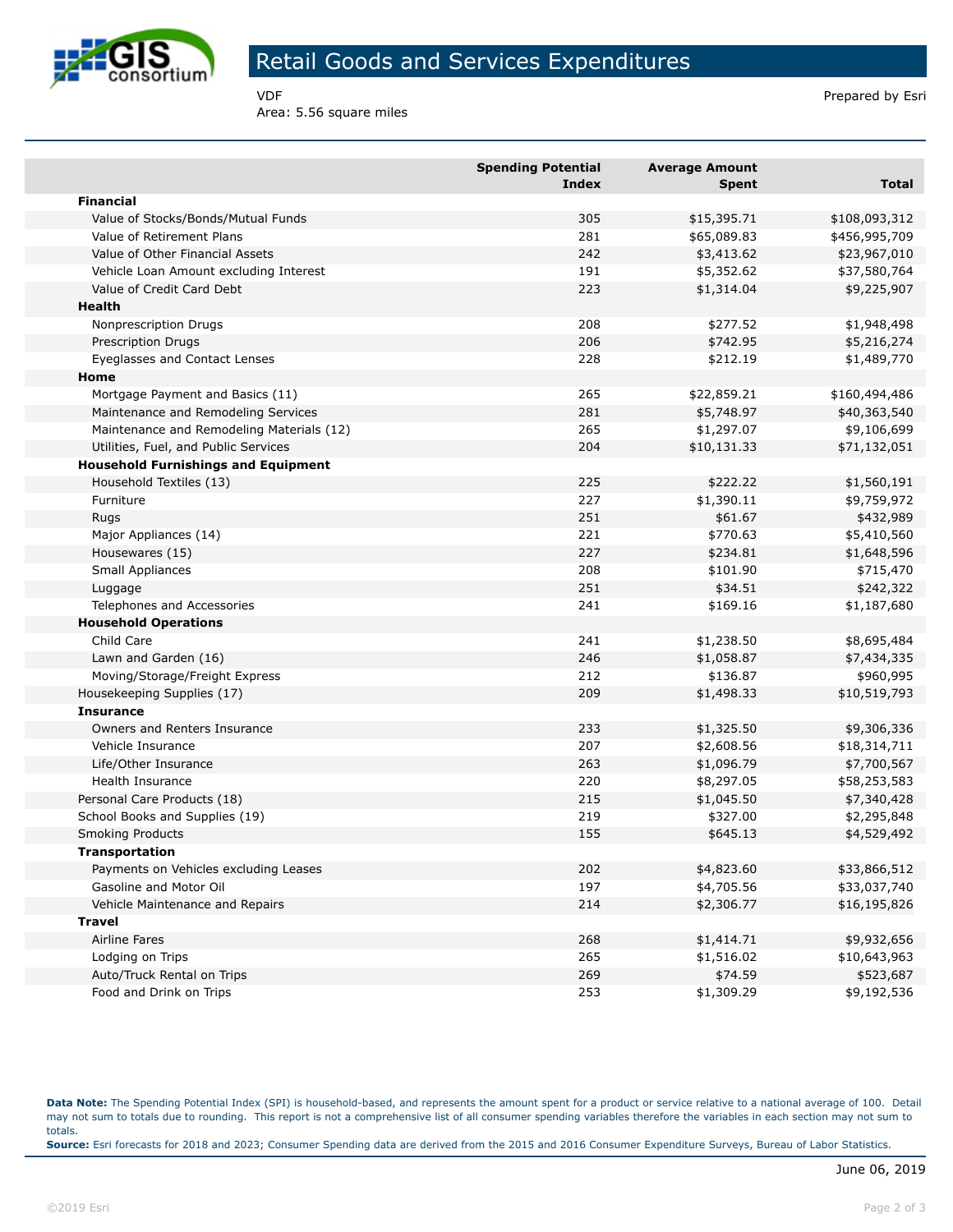# Retail Goods and Services Expenditures

VDF
Area: 5.56 square miles

Prepared by Esri

| | Spending Potential Index | Average Amount Spent | Total |
|---|---|---|---|
| **Financial** | | | |
| Value of Stocks/Bonds/Mutual Funds | 305 | $15,395.71 | $108,093,312 |
| Value of Retirement Plans | 281 | $65,089.83 | $456,995,709 |
| Value of Other Financial Assets | 242 | $3,413.62 | $23,967,010 |
| Vehicle Loan Amount excluding Interest | 191 | $5,352.62 | $37,580,764 |
| Value of Credit Card Debt | 223 | $1,314.04 | $9,225,907 |
| **Health** | | | |
| Nonprescription Drugs | 208 | $277.52 | $1,948,498 |
| Prescription Drugs | 206 | $742.95 | $5,216,274 |
| Eyeglasses and Contact Lenses | 228 | $212.19 | $1,489,770 |
| **Home** | | | |
| Mortgage Payment and Basics (11) | 265 | $22,859.21 | $160,494,486 |
| Maintenance and Remodeling Services | 281 | $5,748.97 | $40,363,540 |
| Maintenance and Remodeling Materials (12) | 265 | $1,297.07 | $9,106,699 |
| Utilities, Fuel, and Public Services | 204 | $10,131.33 | $71,132,051 |
| **Household Furnishings and Equipment** | | | |
| Household Textiles (13) | 225 | $222.22 | $1,560,191 |
| Furniture | 227 | $1,390.11 | $9,759,972 |
| Rugs | 251 | $61.67 | $432,989 |
| Major Appliances (14) | 221 | $770.63 | $5,410,560 |
| Housewares (15) | 227 | $234.81 | $1,648,596 |
| Small Appliances | 208 | $101.90 | $715,470 |
| Luggage | 251 | $34.51 | $242,322 |
| Telephones and Accessories | 241 | $169.16 | $1,187,680 |
| **Household Operations** | | | |
| Child Care | 241 | $1,238.50 | $8,695,484 |
| Lawn and Garden (16) | 246 | $1,058.87 | $7,434,335 |
| Moving/Storage/Freight Express | 212 | $136.87 | $960,995 |
| Housekeeping Supplies (17) | 209 | $1,498.33 | $10,519,793 |
| **Insurance** | | | |
| Owners and Renters Insurance | 233 | $1,325.50 | $9,306,336 |
| Vehicle Insurance | 207 | $2,608.56 | $18,314,711 |
| Life/Other Insurance | 263 | $1,096.79 | $7,700,567 |
| Health Insurance | 220 | $8,297.05 | $58,253,583 |
| Personal Care Products (18) | 215 | $1,045.50 | $7,340,428 |
| School Books and Supplies (19) | 219 | $327.00 | $2,295,848 |
| Smoking Products | 155 | $645.13 | $4,529,492 |
| **Transportation** | | | |
| Payments on Vehicles excluding Leases | 202 | $4,823.60 | $33,866,512 |
| Gasoline and Motor Oil | 197 | $4,705.56 | $33,037,740 |
| Vehicle Maintenance and Repairs | 214 | $2,306.77 | $16,195,826 |
| **Travel** | | | |
| Airline Fares | 268 | $1,414.71 | $9,932,656 |
| Lodging on Trips | 265 | $1,516.02 | $10,643,963 |
| Auto/Truck Rental on Trips | 269 | $74.59 | $523,687 |
| Food and Drink on Trips | 253 | $1,309.29 | $9,192,536 |

**Data Note:** The Spending Potential Index (SPI) is household-based, and represents the amount spent for a product or service relative to a national average of 100. Detail may not sum to totals due to rounding. This report is not a comprehensive list of all consumer spending variables therefore the variables in each section may not sum to totals.
**Source:** Esri forecasts for 2018 and 2023; Consumer Spending data are derived from the 2015 and 2016 Consumer Expenditure Surveys, Bureau of Labor Statistics.

June 06, 2019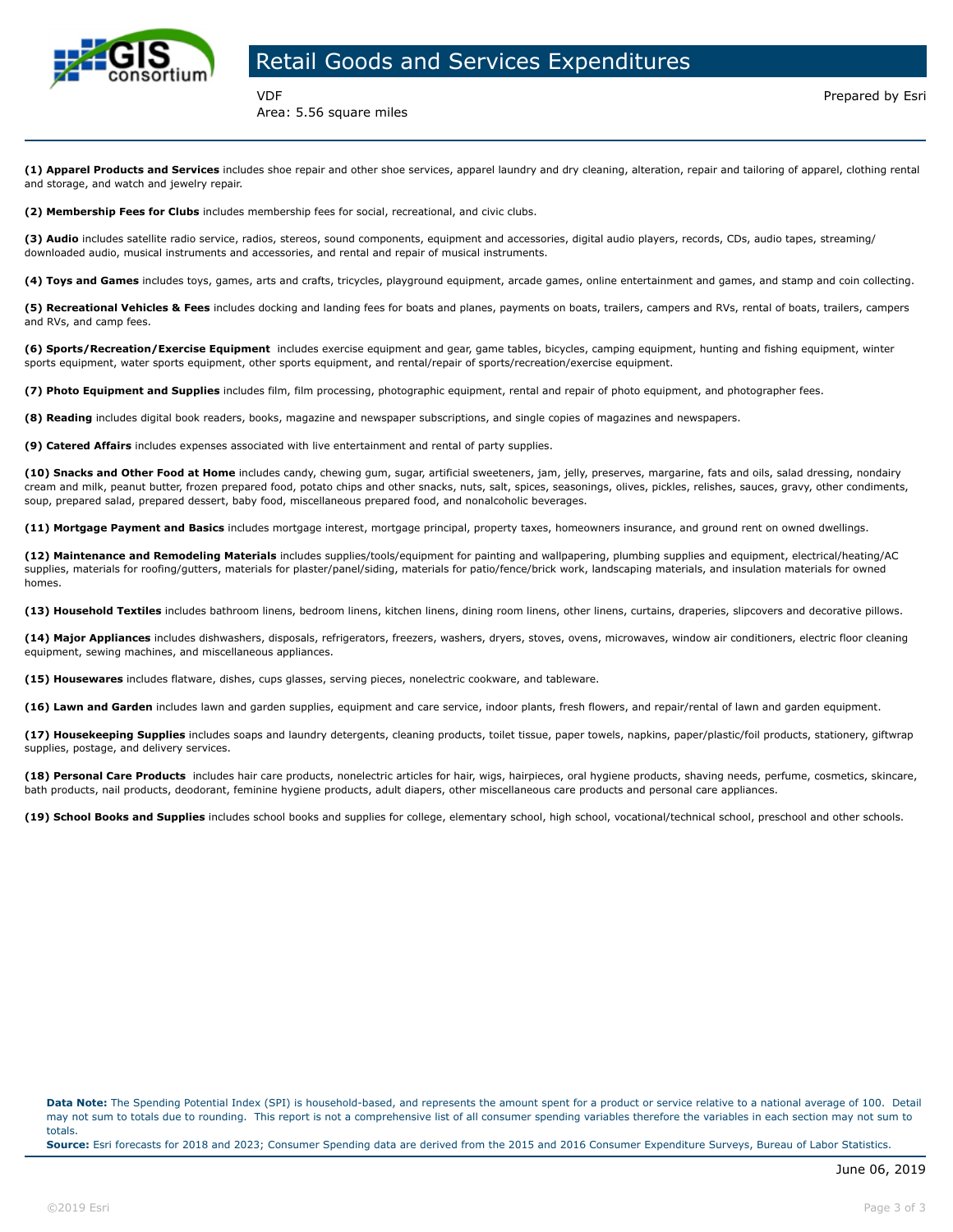# Retail Goods and Services Expenditures

VDF
Area: 5.56 square miles

Prepared by Esri

**(1) Apparel Products and Services** includes shoe repair and other shoe services, apparel laundry and dry cleaning, alteration, repair and tailoring of apparel, clothing rental and storage, and watch and jewelry repair.

**(2) Membership Fees for Clubs** includes membership fees for social, recreational, and civic clubs.

**(3) Audio** includes satellite radio service, radios, stereos, sound components, equipment and accessories, digital audio players, records, CDs, audio tapes, streaming/ downloaded audio, musical instruments and accessories, and rental and repair of musical instruments.

**(4) Toys and Games** includes toys, games, arts and crafts, tricycles, playground equipment, arcade games, online entertainment and games, and stamp and coin collecting.

**(5) Recreational Vehicles & Fees** includes docking and landing fees for boats and planes, payments on boats, trailers, campers and RVs, rental of boats, trailers, campers and RVs, and camp fees.

**(6) Sports/Recreation/Exercise Equipment** includes exercise equipment and gear, game tables, bicycles, camping equipment, hunting and fishing equipment, winter sports equipment, water sports equipment, other sports equipment, and rental/repair of sports/recreation/exercise equipment.

**(7) Photo Equipment and Supplies** includes film, film processing, photographic equipment, rental and repair of photo equipment, and photographer fees.

**(8) Reading** includes digital book readers, books, magazine and newspaper subscriptions, and single copies of magazines and newspapers.

**(9) Catered Affairs** includes expenses associated with live entertainment and rental of party supplies.

**(10) Snacks and Other Food at Home** includes candy, chewing gum, sugar, artificial sweeteners, jam, jelly, preserves, margarine, fats and oils, salad dressing, nondairy cream and milk, peanut butter, frozen prepared food, potato chips and other snacks, nuts, salt, spices, seasonings, olives, pickles, relishes, sauces, gravy, other condiments, soup, prepared salad, prepared dessert, baby food, miscellaneous prepared food, and nonalcoholic beverages.

**(11) Mortgage Payment and Basics** includes mortgage interest, mortgage principal, property taxes, homeowners insurance, and ground rent on owned dwellings.

**(12) Maintenance and Remodeling Materials** includes supplies/tools/equipment for painting and wallpapering, plumbing supplies and equipment, electrical/heating/AC supplies, materials for roofing/gutters, materials for plaster/panel/siding, materials for patio/fence/brick work, landscaping materials, and insulation materials for owned homes.

**(13) Household Textiles** includes bathroom linens, bedroom linens, kitchen linens, dining room linens, other linens, curtains, draperies, slipcovers and decorative pillows.

**(14) Major Appliances** includes dishwashers, disposals, refrigerators, freezers, washers, dryers, stoves, ovens, microwaves, window air conditioners, electric floor cleaning equipment, sewing machines, and miscellaneous appliances.

**(15) Housewares** includes flatware, dishes, cups glasses, serving pieces, nonelectric cookware, and tableware.

**(16) Lawn and Garden** includes lawn and garden supplies, equipment and care service, indoor plants, fresh flowers, and repair/rental of lawn and garden equipment.

**(17) Housekeeping Supplies** includes soaps and laundry detergents, cleaning products, toilet tissue, paper towels, napkins, paper/plastic/foil products, stationery, giftwrap supplies, postage, and delivery services.

**(18) Personal Care Products** includes hair care products, nonelectric articles for hair, wigs, hairpieces, oral hygiene products, shaving needs, perfume, cosmetics, skincare, bath products, nail products, deodorant, feminine hygiene products, adult diapers, other miscellaneous care products and personal care appliances.

**(19) School Books and Supplies** includes school books and supplies for college, elementary school, high school, vocational/technical school, preschool and other schools.

**Data Note:** The Spending Potential Index (SPI) is household-based, and represents the amount spent for a product or service relative to a national average of 100. Detail may not sum to totals due to rounding. This report is not a comprehensive list of all consumer spending variables therefore the variables in each section may not sum to totals.
**Source:** Esri forecasts for 2018 and 2023; Consumer Spending data are derived from the 2015 and 2016 Consumer Expenditure Surveys, Bureau of Labor Statistics.

June 06, 2019